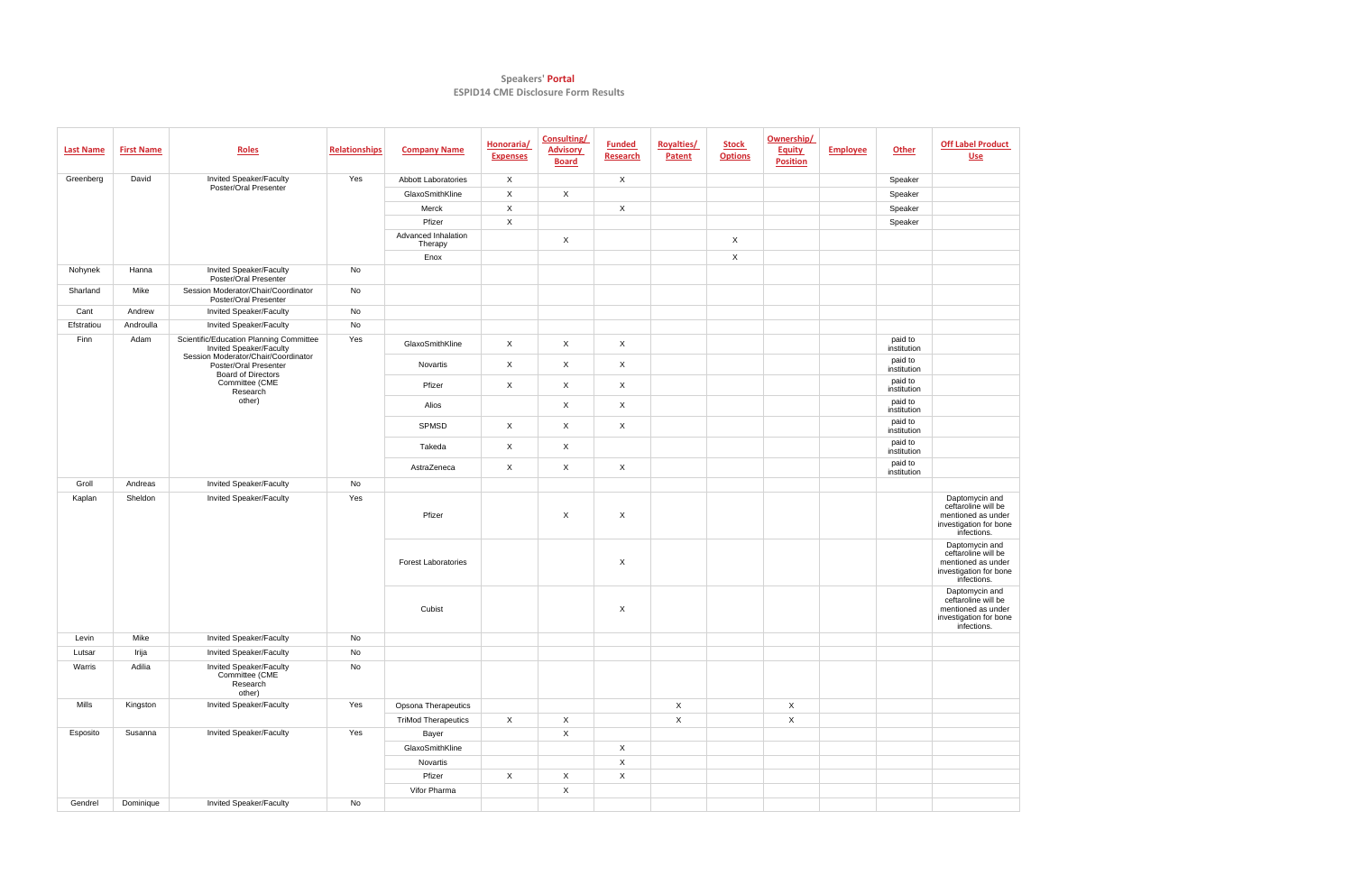**Speakers' Portal**
**ESPID14 CME Disclosure Form Results**

| Last Name | First Name | Roles | Relationships | Company Name | Honoraria/ Expenses | Consulting/ Advisory Board | Funded Research | Royalties/ Patent | Stock Options | Ownership/ Equity Position | Employee | Other | Off Label Product Use |
|---|---|---|---|---|---|---|---|---|---|---|---|---|---|
| Greenberg | David | Invited Speaker/Faculty Poster/Oral Presenter | Yes | Abbott Laboratories | X | | X | | | | | Speaker | |
| | | | | GlaxoSmithKline | X | X | | | | | | Speaker | |
| | | | | Merck | X | | X | | | | | Speaker | |
| | | | | Pfizer | X | | | | | | | Speaker | |
| | | | | Advanced Inhalation Therapy | | X | | | X | | | | |
| | | | | Enox | | | | | X | | | | |
| Nohynek | Hanna | Invited Speaker/Faculty Poster/Oral Presenter | No | | | | | | | | | | |
| Sharland | Mike | Session Moderator/Chair/Coordinator Poster/Oral Presenter | No | | | | | | | | | | |
| Cant | Andrew | Invited Speaker/Faculty | No | | | | | | | | | | |
| Efstratiou | Androulla | Invited Speaker/Faculty | No | | | | | | | | | | |
| Finn | Adam | Scientific/Education Planning Committee Invited Speaker/Faculty Session Moderator/Chair/Coordinator Poster/Oral Presenter Board of Directors Committee (CME Research other) | Yes | GlaxoSmithKline | X | X | X | | | | | paid to institution | |
| | | | | Novartis | X | X | X | | | | | paid to institution | |
| | | | | Pfizer | X | X | X | | | | | paid to institution | |
| | | | | Alios | | X | X | | | | | paid to institution | |
| | | | | SPMSD | X | X | X | | | | | paid to institution | |
| | | | | Takeda | X | X | | | | | | paid to institution | |
| | | | | AstraZeneca | X | X | X | | | | | paid to institution | |
| Groll | Andreas | Invited Speaker/Faculty | No | | | | | | | | | | |
| Kaplan | Sheldon | Invited Speaker/Faculty | Yes | Pfizer | | X | X | | | | | | Daptomycin and ceftaroline will be mentioned as under investigation for bone infections. |
| | | | | Forest Laboratories | | | X | | | | | | Daptomycin and ceftaroline will be mentioned as under investigation for bone infections. |
| | | | | Cubist | | | X | | | | | | Daptomycin and ceftaroline will be mentioned as under investigation for bone infections. |
| Levin | Mike | Invited Speaker/Faculty | No | | | | | | | | | | |
| Lutsar | Irija | Invited Speaker/Faculty | No | | | | | | | | | | |
| Warris | Adilia | Invited Speaker/Faculty Committee (CME Research other) | No | | | | | | | | | | |
| Mills | Kingston | Invited Speaker/Faculty | Yes | Opsona Therapeutics | | | | X | | X | | | |
| | | | | TriMod Therapeutics | X | X | | X | | X | | | |
| Esposito | Susanna | Invited Speaker/Faculty | Yes | Bayer | | X | | | | | | | |
| | | | | GlaxoSmithKline | | | X | | | | | | |
| | | | | Novartis | | | X | | | | | | |
| | | | | Pfizer | X | X | X | | | | | | |
| | | | | Vifor Pharma | | X | | | | | | | |
| Gendrel | Dominique | Invited Speaker/Faculty | No | | | | | | | | | | |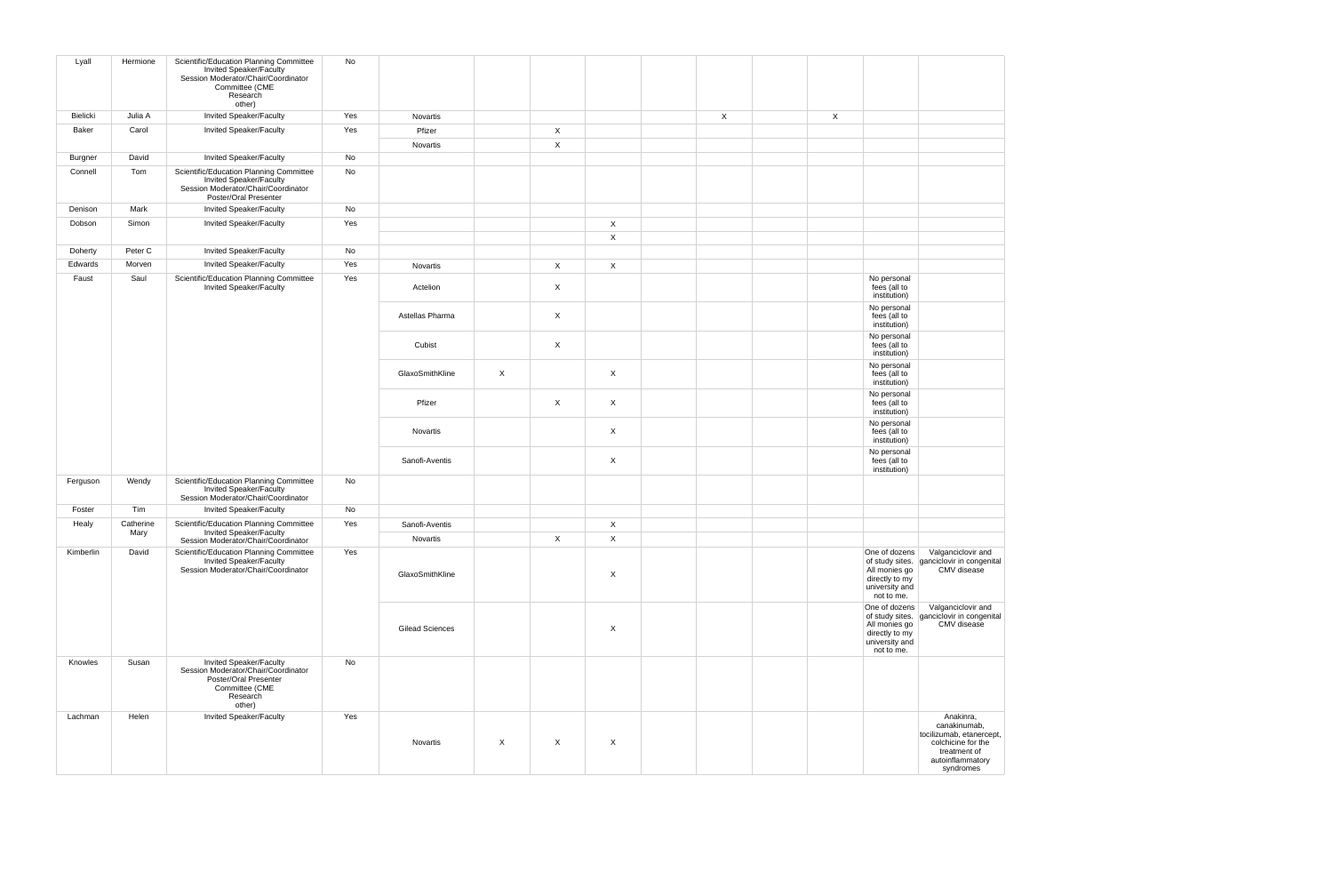| | | | | | | | | | | | | | |
|---|---|---|---|---|---|---|---|---|---|---|---|---|---|
| Lyall | Hermione | Scientific/Education Planning Committee Invited Speaker/Faculty Session Moderator/Chair/Coordinator Committee (CME Research other) | No | | | | | | | | | | |
| Bielicki | Julia A | Invited Speaker/Faculty | Yes | Novartis | | | | | X | | X | | |
| Baker | Carol | Invited Speaker/Faculty | Yes | Pfizer | | X | | | | | | | |
| | | | | Novartis | | X | | | | | | | |
| Burgner | David | Invited Speaker/Faculty | No | | | | | | | | | | |
| Connell | Tom | Scientific/Education Planning Committee Invited Speaker/Faculty Session Moderator/Chair/Coordinator Poster/Oral Presenter | No | | | | | | | | | | |
| Denison | Mark | Invited Speaker/Faculty | No | | | | | | | | | | |
| Dobson | Simon | Invited Speaker/Faculty | Yes | | | | X | | | | | | |
| | | | | | | | X | | | | | | |
| Doherty | Peter C | Invited Speaker/Faculty | No | | | | | | | | | | |
| Edwards | Morven | Invited Speaker/Faculty | Yes | Novartis | | X | X | | | | | | |
| Faust | Saul | Scientific/Education Planning Committee Invited Speaker/Faculty | Yes | Actelion | | X | | | | | | No personal fees (all to institution) | |
| | | | | Astellas Pharma | | X | | | | | | No personal fees (all to institution) | |
| | | | | Cubist | | X | | | | | | No personal fees (all to institution) | |
| | | | | GlaxoSmithKline | X | | X | | | | | No personal fees (all to institution) | |
| | | | | Pfizer | | X | X | | | | | No personal fees (all to institution) | |
| | | | | Novartis | | | X | | | | | No personal fees (all to institution) | |
| | | | | Sanofi-Aventis | | | X | | | | | No personal fees (all to institution) | |
| Ferguson | Wendy | Scientific/Education Planning Committee Invited Speaker/Faculty Session Moderator/Chair/Coordinator | No | | | | | | | | | | |
| Foster | Tim | Invited Speaker/Faculty | No | | | | | | | | | | |
| Healy | Catherine Mary | Scientific/Education Planning Committee Invited Speaker/Faculty Session Moderator/Chair/Coordinator | Yes | Sanofi-Aventis | | | X | | | | | | |
| | | | | Novartis | | X | X | | | | | | |
| Kimberlin | David | Scientific/Education Planning Committee Invited Speaker/Faculty Session Moderator/Chair/Coordinator | Yes | GlaxoSmithKline | | | X | | | | | One of dozens of study sites. All monies go directly to my university and not to me. | Valganciclovir and ganciclovir in congenital CMV disease |
| | | | | Gilead Sciences | | | X | | | | | One of dozens of study sites. All monies go directly to my university and not to me. | Valganciclovir and ganciclovir in congenital CMV disease |
| Knowles | Susan | Invited Speaker/Faculty Session Moderator/Chair/Coordinator Poster/Oral Presenter Committee (CME Research other) | No | | | | | | | | | | |
| Lachman | Helen | Invited Speaker/Faculty | Yes | Novartis | X | X | X | | | | | | Anakinra, canakinumab, tocilizumab, etanercept, colchicine for the treatment of autoinflammatory syndromes |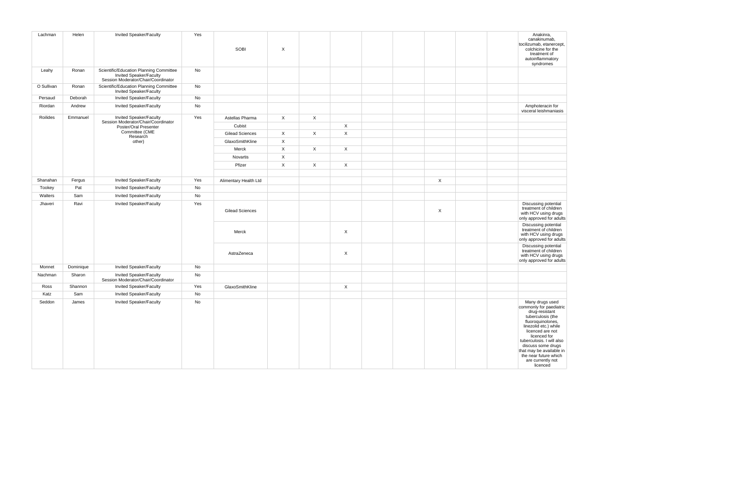| | | | | | | | | | | | | | |
|---|---|---|---|---|---|---|---|---|---|---|---|---|---|
| Lachman | Helen | Invited Speaker/Faculty | Yes | SOBI | X | | | | | | | | Anakinra, canakinumab, tocilizumab, etanercept, colchicine for the treatment of autoinflammatory syndromes |
| Leahy | Ronan | Scientific/Education Planning Committee<br>Invited Speaker/Faculty<br>Session Moderator/Chair/Coordinator | No | | | | | | | | | | |
| O Sullivan | Ronan | Scientific/Education Planning Committee<br>Invited Speaker/Faculty | No | | | | | | | | | | |
| Persaud | Deborah | Invited Speaker/Faculty | No | | | | | | | | | | |
| Riordan | Andrew | Invited Speaker/Faculty | No | | | | | | | | | | Amphoteracin for visceral leishmaniasis |
| Roilides | Emmanuel | Invited Speaker/Faculty<br>Session Moderator/Chair/Coordinator<br>Poster/Oral Presenter<br>Committee (CME Research other) | Yes | Astellas Pharma | X | X | | | | | | | |
| | | | | Cubist | | | X | | | | | | |
| | | | | Gilead Sciences | X | X | X | | | | | | |
| | | | | GlaxoSmithKline | X | | | | | | | | |
| | | | | Merck | X | X | X | | | | | | |
| | | | | Novartis | X | | | | | | | | |
| | | | | Pfizer | X | X | X | | | | | | |
| | | | | | | | | | | | | | |
| Shanahan | Fergus | Invited Speaker/Faculty | Yes | Alimentary Health Ltd | | | | | | X | | | |
| Tookey | Pat | Invited Speaker/Faculty | No | | | | | | | | | | |
| Walters | Sam | Invited Speaker/Faculty | No | | | | | | | | | | |
| Jhaveri | Ravi | Invited Speaker/Faculty | Yes | Gilead Sciences | | | | | | X | | | Discussing potential treatment of children with HCV using drugs only approved for adults |
| | | | | Merck | | | X | | | | | | Discussing potential treatment of children with HCV using drugs only approved for adults |
| | | | | AstraZeneca | | | X | | | | | | Discussing potential treatment of children with HCV using drugs only approved for adults |
| Monnet | Dominique | Invited Speaker/Faculty | No | | | | | | | | | | |
| Nachman | Sharon | Invited Speaker/Faculty<br>Session Moderator/Chair/Coordinator | No | | | | | | | | | | |
| Ross | Shannon | Invited Speaker/Faculty | Yes | GlaxoSmithKline | | | X | | | | | | |
| Katz | Sam | Invited Speaker/Faculty | No | | | | | | | | | | |
| Seddon | James | Invited Speaker/Faculty | No | | | | | | | | | | Many drugs used commonly for paediatric drug-resistant tuberculosis (the fluoroquinolones, linezolid etc.) while licenced are not licenced for tuberculosis. I will also discuss some drugs that may be available in the near future which are currently not licenced |